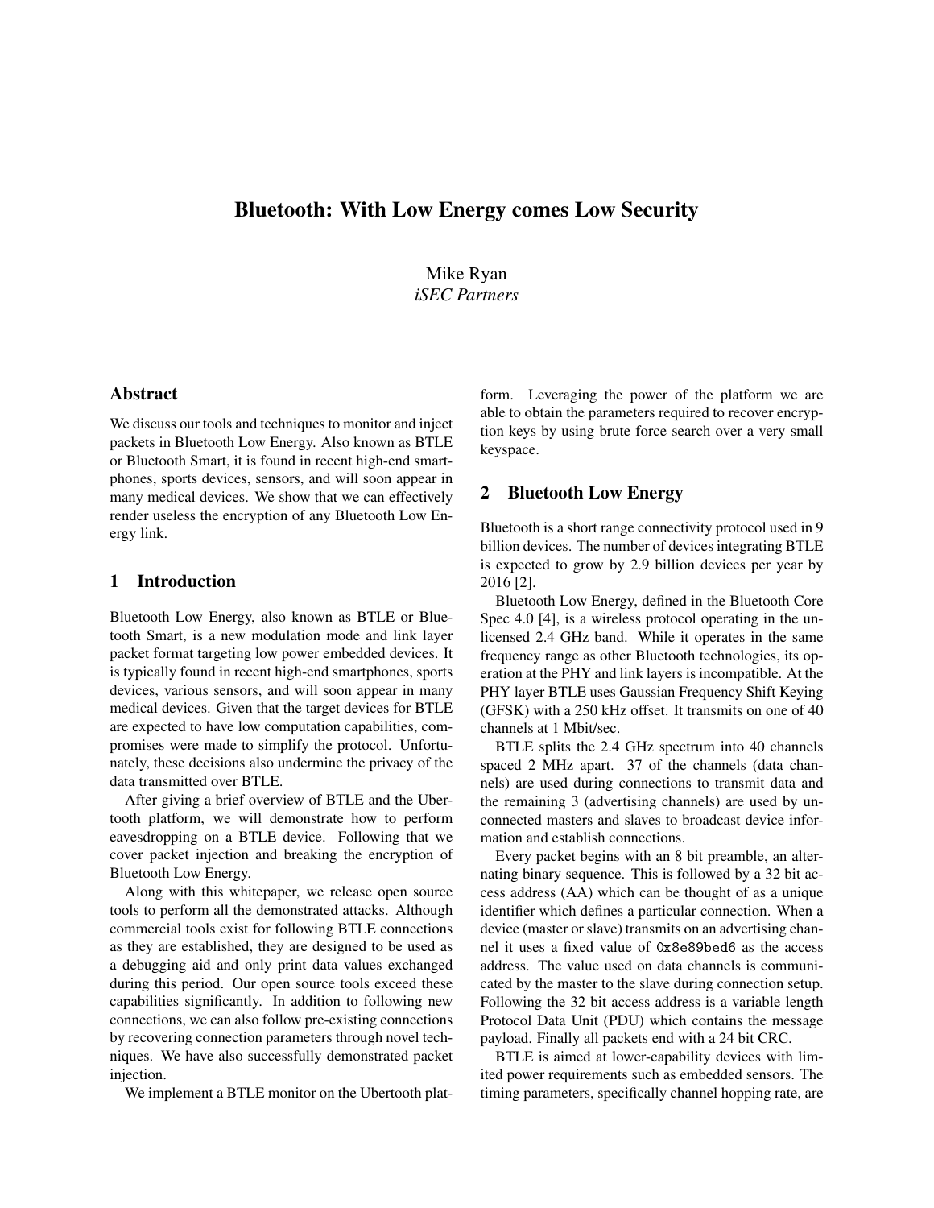# Bluetooth: With Low Energy comes Low Security

Mike Ryan
*iSEC Partners*

## Abstract

We discuss our tools and techniques to monitor and inject packets in Bluetooth Low Energy. Also known as BTLE or Bluetooth Smart, it is found in recent high-end smartphones, sports devices, sensors, and will soon appear in many medical devices. We show that we can effectively render useless the encryption of any Bluetooth Low Energy link.

## 1 Introduction

Bluetooth Low Energy, also known as BTLE or Bluetooth Smart, is a new modulation mode and link layer packet format targeting low power embedded devices. It is typically found in recent high-end smartphones, sports devices, various sensors, and will soon appear in many medical devices. Given that the target devices for BTLE are expected to have low computation capabilities, compromises were made to simplify the protocol. Unfortunately, these decisions also undermine the privacy of the data transmitted over BTLE.

After giving a brief overview of BTLE and the Ubertooth platform, we will demonstrate how to perform eavesdropping on a BTLE device. Following that we cover packet injection and breaking the encryption of Bluetooth Low Energy.

Along with this whitepaper, we release open source tools to perform all the demonstrated attacks. Although commercial tools exist for following BTLE connections as they are established, they are designed to be used as a debugging aid and only print data values exchanged during this period. Our open source tools exceed these capabilities significantly. In addition to following new connections, we can also follow pre-existing connections by recovering connection parameters through novel techniques. We have also successfully demonstrated packet injection.

We implement a BTLE monitor on the Ubertooth platform. Leveraging the power of the platform we are able to obtain the parameters required to recover encryption keys by using brute force search over a very small keyspace.

## 2 Bluetooth Low Energy

Bluetooth is a short range connectivity protocol used in 9 billion devices. The number of devices integrating BTLE is expected to grow by 2.9 billion devices per year by 2016 [2].

Bluetooth Low Energy, defined in the Bluetooth Core Spec 4.0 [4], is a wireless protocol operating in the unlicensed 2.4 GHz band. While it operates in the same frequency range as other Bluetooth technologies, its operation at the PHY and link layers is incompatible. At the PHY layer BTLE uses Gaussian Frequency Shift Keying (GFSK) with a 250 kHz offset. It transmits on one of 40 channels at 1 Mbit/sec.

BTLE splits the 2.4 GHz spectrum into 40 channels spaced 2 MHz apart. 37 of the channels (data channels) are used during connections to transmit data and the remaining 3 (advertising channels) are used by unconnected masters and slaves to broadcast device information and establish connections.

Every packet begins with an 8 bit preamble, an alternating binary sequence. This is followed by a 32 bit access address (AA) which can be thought of as a unique identifier which defines a particular connection. When a device (master or slave) transmits on an advertising channel it uses a fixed value of `0x8e89bed6` as the access address. The value used on data channels is communicated by the master to the slave during connection setup. Following the 32 bit access address is a variable length Protocol Data Unit (PDU) which contains the message payload. Finally all packets end with a 24 bit CRC.

BTLE is aimed at lower-capability devices with limited power requirements such as embedded sensors. The timing parameters, specifically channel hopping rate, are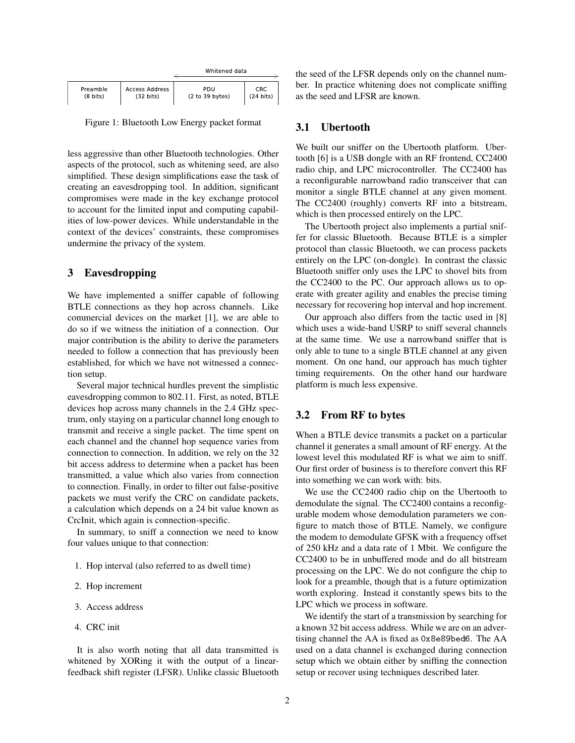| Preamble (8 bits) | Access Address (32 bits) | PDU (2 to 39 bytes) | CRC (24 bits) |
|---|---|---|---|

Whitened data: PDU and CRC

Figure 1: Bluetooth Low Energy packet format

less aggressive than other Bluetooth technologies. Other aspects of the protocol, such as whitening seed, are also simplified. These design simplifications ease the task of creating an eavesdropping tool. In addition, significant compromises were made in the key exchange protocol to account for the limited input and computing capabilities of low-power devices. While understandable in the context of the devices' constraints, these compromises undermine the privacy of the system.

## 3 Eavesdropping

We have implemented a sniffer capable of following BTLE connections as they hop across channels. Like commercial devices on the market [1], we are able to do so if we witness the initiation of a connection. Our major contribution is the ability to derive the parameters needed to follow a connection that has previously been established, for which we have not witnessed a connection setup.

Several major technical hurdles prevent the simplistic eavesdropping common to 802.11. First, as noted, BTLE devices hop across many channels in the 2.4 GHz spectrum, only staying on a particular channel long enough to transmit and receive a single packet. The time spent on each channel and the channel hop sequence varies from connection to connection. In addition, we rely on the 32 bit access address to determine when a packet has been transmitted, a value which also varies from connection to connection. Finally, in order to filter out false-positive packets we must verify the CRC on candidate packets, a calculation which depends on a 24 bit value known as CrcInit, which again is connection-specific.

In summary, to sniff a connection we need to know four values unique to that connection:

1. Hop interval (also referred to as dwell time)
2. Hop increment
3. Access address
4. CRC init

It is also worth noting that all data transmitted is whitened by XORing it with the output of a linear-feedback shift register (LFSR). Unlike classic Bluetooth the seed of the LFSR depends only on the channel number. In practice whitening does not complicate sniffing as the seed and LFSR are known.

### 3.1 Ubertooth

We built our sniffer on the Ubertooth platform. Ubertooth [6] is a USB dongle with an RF frontend, CC2400 radio chip, and LPC microcontroller. The CC2400 has a reconfigurable narrowband radio transceiver that can monitor a single BTLE channel at any given moment. The CC2400 (roughly) converts RF into a bitstream, which is then processed entirely on the LPC.

The Ubertooth project also implements a partial sniffer for classic Bluetooth. Because BTLE is a simpler protocol than classic Bluetooth, we can process packets entirely on the LPC (on-dongle). In contrast the classic Bluetooth sniffer only uses the LPC to shovel bits from the CC2400 to the PC. Our approach allows us to operate with greater agility and enables the precise timing necessary for recovering hop interval and hop increment.

Our approach also differs from the tactic used in [8] which uses a wide-band USRP to sniff several channels at the same time. We use a narrowband sniffer that is only able to tune to a single BTLE channel at any given moment. On one hand, our approach has much tighter timing requirements. On the other hand our hardware platform is much less expensive.

### 3.2 From RF to bytes

When a BTLE device transmits a packet on a particular channel it generates a small amount of RF energy. At the lowest level this modulated RF is what we aim to sniff. Our first order of business is to therefore convert this RF into something we can work with: bits.

We use the CC2400 radio chip on the Ubertooth to demodulate the signal. The CC2400 contains a reconfigurable modem whose demodulation parameters we configure to match those of BTLE. Namely, we configure the modem to demodulate GFSK with a frequency offset of 250 kHz and a data rate of 1 Mbit. We configure the CC2400 to be in unbuffered mode and do all bitstream processing on the LPC. We do not configure the chip to look for a preamble, though that is a future optimization worth exploring. Instead it constantly spews bits to the LPC which we process in software.

We identify the start of a transmission by searching for a known 32 bit access address. While we are on an advertising channel the AA is fixed as `0x8e89bed6`. The AA used on a data channel is exchanged during connection setup which we obtain either by sniffing the connection setup or recover using techniques described later.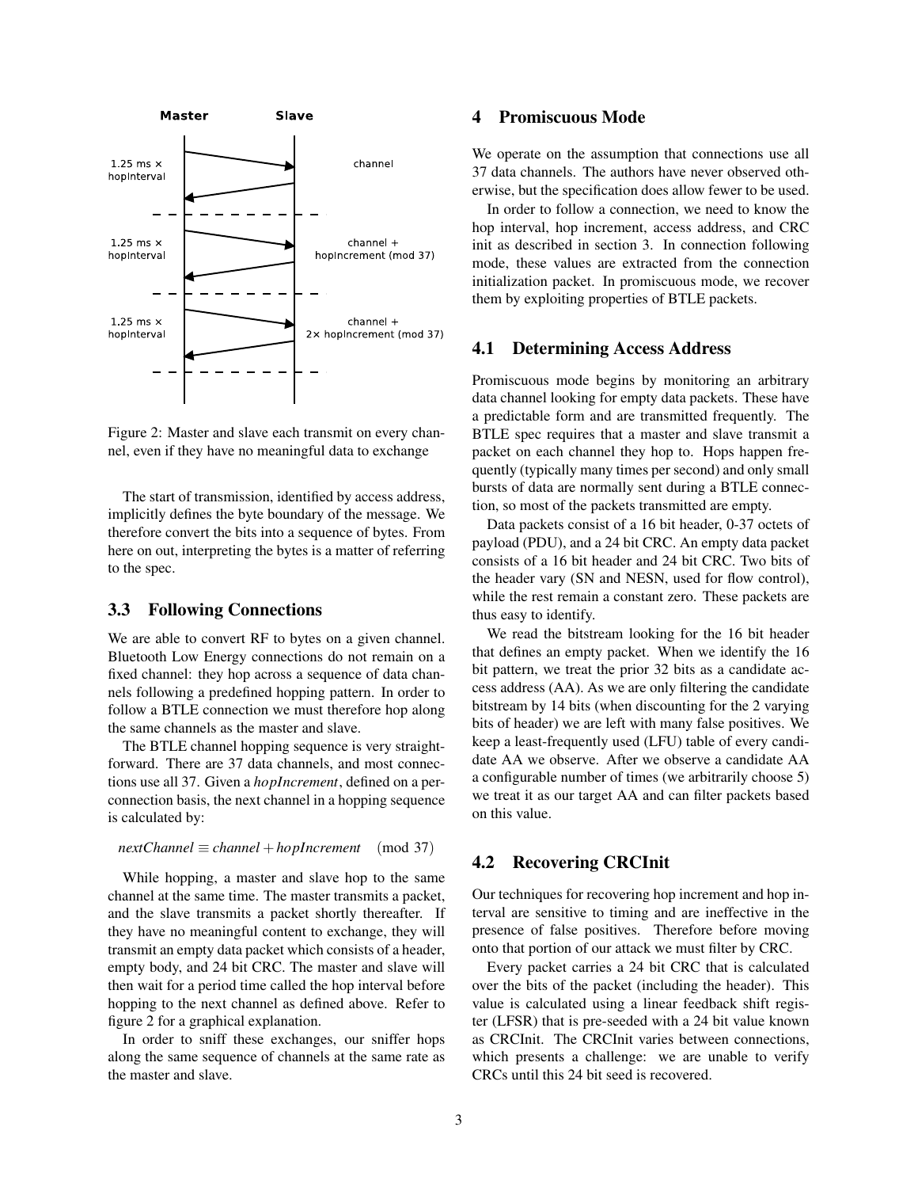Figure 2: Master and slave each transmit on every channel, even if they have no meaningful data to exchange

The start of transmission, identified by access address, implicitly defines the byte boundary of the message. We therefore convert the bits into a sequence of bytes. From here on out, interpreting the bytes is a matter of referring to the spec.

### 3.3 Following Connections

We are able to convert RF to bytes on a given channel. Bluetooth Low Energy connections do not remain on a fixed channel: they hop across a sequence of data channels following a predefined hopping pattern. In order to follow a BTLE connection we must therefore hop along the same channels as the master and slave.

The BTLE channel hopping sequence is very straightforward. There are 37 data channels, and most connections use all 37. Given a *hopIncrement*, defined on a per-connection basis, the next channel in a hopping sequence is calculated by:

$$nextChannel \equiv channel + hopIncrement \pmod{37}$$

While hopping, a master and slave hop to the same channel at the same time. The master transmits a packet, and the slave transmits a packet shortly thereafter. If they have no meaningful content to exchange, they will transmit an empty data packet which consists of a header, empty body, and 24 bit CRC. The master and slave will then wait for a period time called the hop interval before hopping to the next channel as defined above. Refer to figure 2 for a graphical explanation.

In order to sniff these exchanges, our sniffer hops along the same sequence of channels at the same rate as the master and slave.

## 4 Promiscuous Mode

We operate on the assumption that connections use all 37 data channels. The authors have never observed otherwise, but the specification does allow fewer to be used.

In order to follow a connection, we need to know the hop interval, hop increment, access address, and CRC init as described in section 3. In connection following mode, these values are extracted from the connection initialization packet. In promiscuous mode, we recover them by exploiting properties of BTLE packets.

### 4.1 Determining Access Address

Promiscuous mode begins by monitoring an arbitrary data channel looking for empty data packets. These have a predictable form and are transmitted frequently. The BTLE spec requires that a master and slave transmit a packet on each channel they hop to. Hops happen frequently (typically many times per second) and only small bursts of data are normally sent during a BTLE connection, so most of the packets transmitted are empty.

Data packets consist of a 16 bit header, 0-37 octets of payload (PDU), and a 24 bit CRC. An empty data packet consists of a 16 bit header and 24 bit CRC. Two bits of the header vary (SN and NESN, used for flow control), while the rest remain a constant zero. These packets are thus easy to identify.

We read the bitstream looking for the 16 bit header that defines an empty packet. When we identify the 16 bit pattern, we treat the prior 32 bits as a candidate access address (AA). As we are only filtering the candidate bitstream by 14 bits (when discounting for the 2 varying bits of header) we are left with many false positives. We keep a least-frequently used (LFU) table of every candidate AA we observe. After we observe a candidate AA a configurable number of times (we arbitrarily choose 5) we treat it as our target AA and can filter packets based on this value.

### 4.2 Recovering CRCInit

Our techniques for recovering hop increment and hop interval are sensitive to timing and are ineffective in the presence of false positives. Therefore before moving onto that portion of our attack we must filter by CRC.

Every packet carries a 24 bit CRC that is calculated over the bits of the packet (including the header). This value is calculated using a linear feedback shift register (LFSR) that is pre-seeded with a 24 bit value known as CRCInit. The CRCInit varies between connections, which presents a challenge: we are unable to verify CRCs until this 24 bit seed is recovered.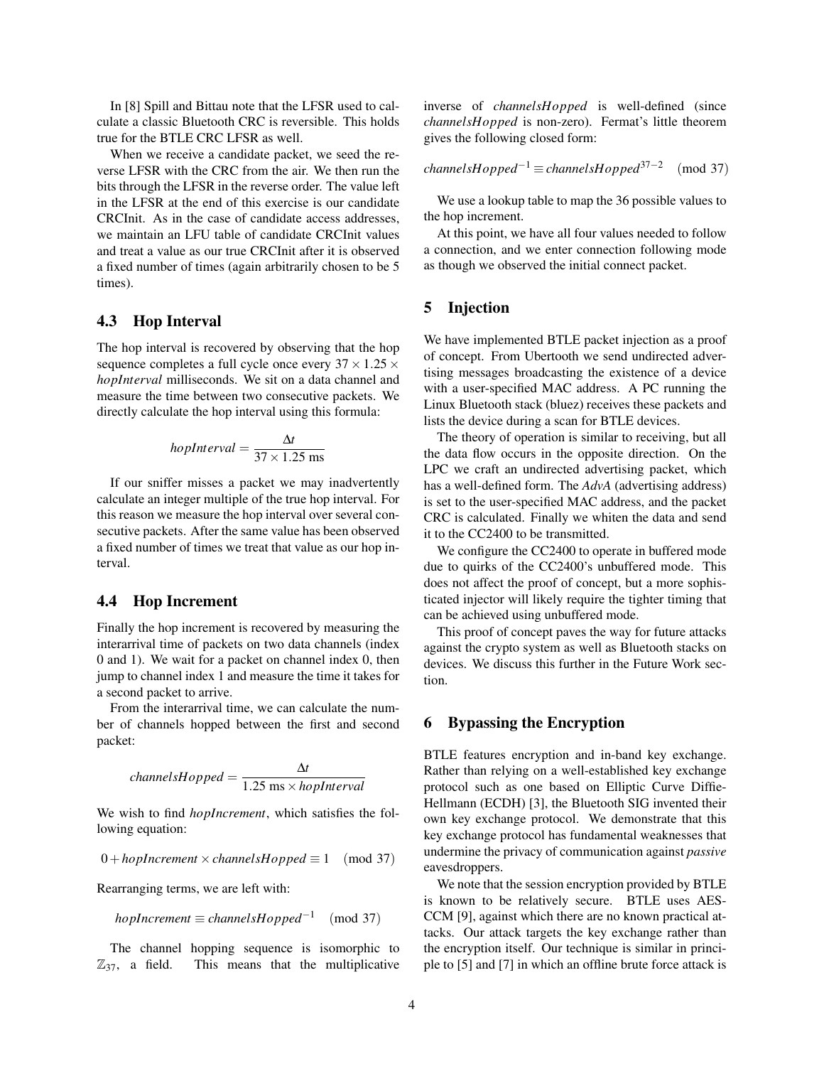In [8] Spill and Bittau note that the LFSR used to calculate a classic Bluetooth CRC is reversible. This holds true for the BTLE CRC LFSR as well.

When we receive a candidate packet, we seed the reverse LFSR with the CRC from the air. We then run the bits through the LFSR in the reverse order. The value left in the LFSR at the end of this exercise is our candidate CRCInit. As in the case of candidate access addresses, we maintain an LFU table of candidate CRCInit values and treat a value as our true CRCInit after it is observed a fixed number of times (again arbitrarily chosen to be 5 times).

### 4.3 Hop Interval

The hop interval is recovered by observing that the hop sequence completes a full cycle once every $37 \times 1.25 \times$ *hopInterval* milliseconds. We sit on a data channel and measure the time between two consecutive packets. We directly calculate the hop interval using this formula:

$$hopInterval = \frac{\Delta t}{37 \times 1.25 \text{ ms}}$$

If our sniffer misses a packet we may inadvertently calculate an integer multiple of the true hop interval. For this reason we measure the hop interval over several consecutive packets. After the same value has been observed a fixed number of times we treat that value as our hop interval.

### 4.4 Hop Increment

Finally the hop increment is recovered by measuring the interarrival time of packets on two data channels (index 0 and 1). We wait for a packet on channel index 0, then jump to channel index 1 and measure the time it takes for a second packet to arrive.

From the interarrival time, we can calculate the number of channels hopped between the first and second packet:

$$channelsHopped = \frac{\Delta t}{1.25 \text{ ms} \times hopInterval}$$

We wish to find *hopIncrement*, which satisfies the following equation:

$$0 + hopIncrement \times channelsHopped \equiv 1 \pmod{37}$$

Rearranging terms, we are left with:

$$hopIncrement \equiv channelsHopped^{-1} \pmod{37}$$

The channel hopping sequence is isomorphic to $\mathbb{Z}_{37}$, a field. This means that the multiplicative inverse of *channelsHopped* is well-defined (since *channelsHopped* is non-zero). Fermat's little theorem gives the following closed form:

$$channelsHopped^{-1} \equiv channelsHopped^{37-2} \pmod{37}$$

We use a lookup table to map the 36 possible values to the hop increment.

At this point, we have all four values needed to follow a connection, and we enter connection following mode as though we observed the initial connect packet.

## 5 Injection

We have implemented BTLE packet injection as a proof of concept. From Ubertooth we send undirected advertising messages broadcasting the existence of a device with a user-specified MAC address. A PC running the Linux Bluetooth stack (bluez) receives these packets and lists the device during a scan for BTLE devices.

The theory of operation is similar to receiving, but all the data flow occurs in the opposite direction. On the LPC we craft an undirected advertising packet, which has a well-defined form. The *AdvA* (advertising address) is set to the user-specified MAC address, and the packet CRC is calculated. Finally we whiten the data and send it to the CC2400 to be transmitted.

We configure the CC2400 to operate in buffered mode due to quirks of the CC2400's unbuffered mode. This does not affect the proof of concept, but a more sophisticated injector will likely require the tighter timing that can be achieved using unbuffered mode.

This proof of concept paves the way for future attacks against the crypto system as well as Bluetooth stacks on devices. We discuss this further in the Future Work section.

## 6 Bypassing the Encryption

BTLE features encryption and in-band key exchange. Rather than relying on a well-established key exchange protocol such as one based on Elliptic Curve Diffie-Hellmann (ECDH) [3], the Bluetooth SIG invented their own key exchange protocol. We demonstrate that this key exchange protocol has fundamental weaknesses that undermine the privacy of communication against *passive* eavesdroppers.

We note that the session encryption provided by BTLE is known to be relatively secure. BTLE uses AES-CCM [9], against which there are no known practical attacks. Our attack targets the key exchange rather than the encryption itself. Our technique is similar in principle to [5] and [7] in which an offline brute force attack is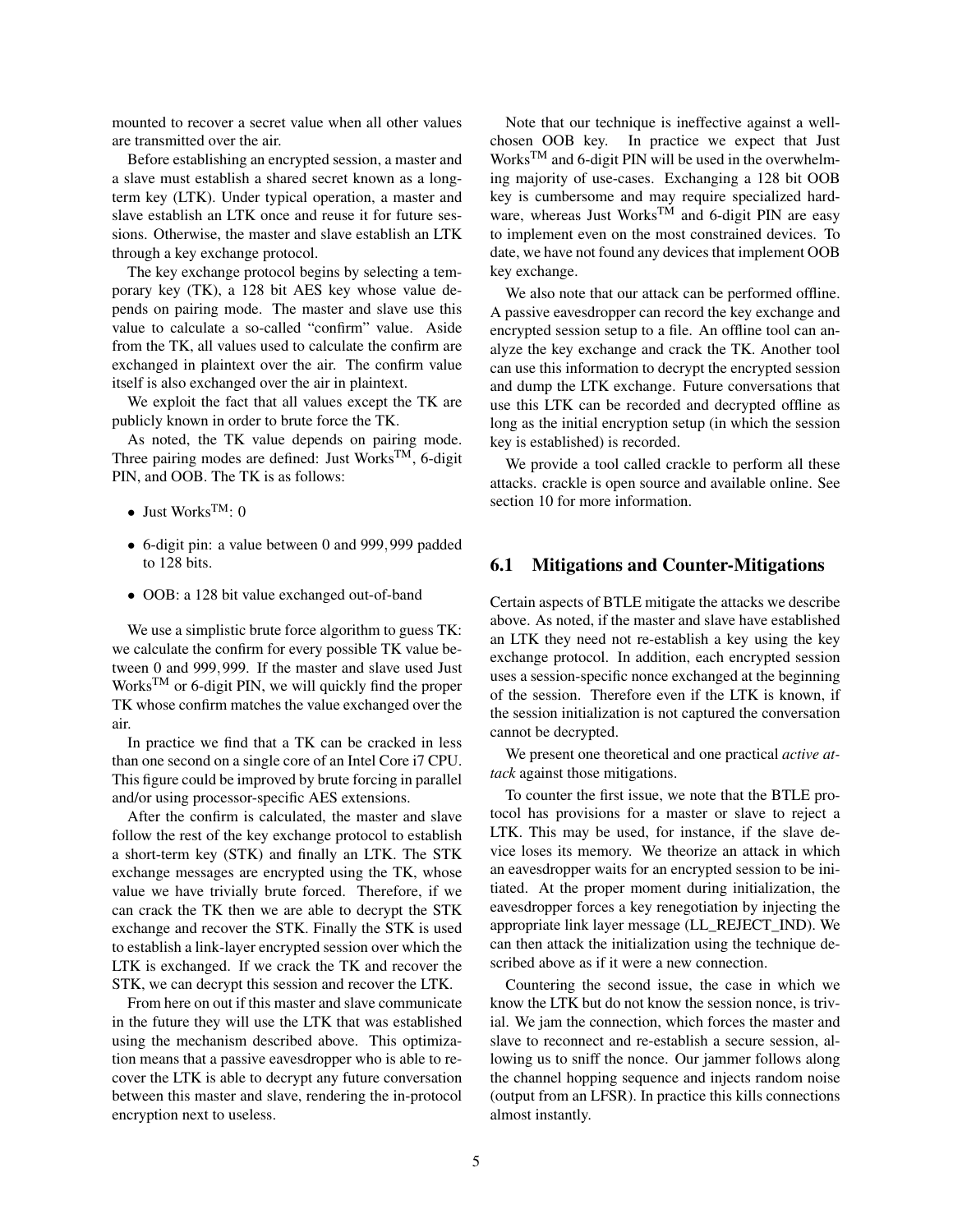mounted to recover a secret value when all other values are transmitted over the air.

Before establishing an encrypted session, a master and a slave must establish a shared secret known as a long-term key (LTK). Under typical operation, a master and slave establish an LTK once and reuse it for future sessions. Otherwise, the master and slave establish an LTK through a key exchange protocol.

The key exchange protocol begins by selecting a temporary key (TK), a 128 bit AES key whose value depends on pairing mode. The master and slave use this value to calculate a so-called "confirm" value. Aside from the TK, all values used to calculate the confirm are exchanged in plaintext over the air. The confirm value itself is also exchanged over the air in plaintext.

We exploit the fact that all values except the TK are publicly known in order to brute force the TK.

As noted, the TK value depends on pairing mode. Three pairing modes are defined: Just Works™, 6-digit PIN, and OOB. The TK is as follows:

- Just Works™: 0
- 6-digit pin: a value between 0 and 999,999 padded to 128 bits.
- OOB: a 128 bit value exchanged out-of-band

We use a simplistic brute force algorithm to guess TK: we calculate the confirm for every possible TK value between 0 and 999,999. If the master and slave used Just Works™ or 6-digit PIN, we will quickly find the proper TK whose confirm matches the value exchanged over the air.

In practice we find that a TK can be cracked in less than one second on a single core of an Intel Core i7 CPU. This figure could be improved by brute forcing in parallel and/or using processor-specific AES extensions.

After the confirm is calculated, the master and slave follow the rest of the key exchange protocol to establish a short-term key (STK) and finally an LTK. The STK exchange messages are encrypted using the TK, whose value we have trivially brute forced. Therefore, if we can crack the TK then we are able to decrypt the STK exchange and recover the STK. Finally the STK is used to establish a link-layer encrypted session over which the LTK is exchanged. If we crack the TK and recover the STK, we can decrypt this session and recover the LTK.

From here on out if this master and slave communicate in the future they will use the LTK that was established using the mechanism described above. This optimization means that a passive eavesdropper who is able to recover the LTK is able to decrypt any future conversation between this master and slave, rendering the in-protocol encryption next to useless.

Note that our technique is ineffective against a well-chosen OOB key. In practice we expect that Just Works™ and 6-digit PIN will be used in the overwhelming majority of use-cases. Exchanging a 128 bit OOB key is cumbersome and may require specialized hardware, whereas Just Works™ and 6-digit PIN are easy to implement even on the most constrained devices. To date, we have not found any devices that implement OOB key exchange.

We also note that our attack can be performed offline. A passive eavesdropper can record the key exchange and encrypted session setup to a file. An offline tool can analyze the key exchange and crack the TK. Another tool can use this information to decrypt the encrypted session and dump the LTK exchange. Future conversations that use this LTK can be recorded and decrypted offline as long as the initial encryption setup (in which the session key is established) is recorded.

We provide a tool called crackle to perform all these attacks. crackle is open source and available online. See section 10 for more information.

## 6.1 Mitigations and Counter-Mitigations

Certain aspects of BTLE mitigate the attacks we describe above. As noted, if the master and slave have established an LTK they need not re-establish a key using the key exchange protocol. In addition, each encrypted session uses a session-specific nonce exchanged at the beginning of the session. Therefore even if the LTK is known, if the session initialization is not captured the conversation cannot be decrypted.

We present one theoretical and one practical *active attack* against those mitigations.

To counter the first issue, we note that the BTLE protocol has provisions for a master or slave to reject a LTK. This may be used, for instance, if the slave device loses its memory. We theorize an attack in which an eavesdropper waits for an encrypted session to be initiated. At the proper moment during initialization, the eavesdropper forces a key renegotiation by injecting the appropriate link layer message (LL_REJECT_IND). We can then attack the initialization using the technique described above as if it were a new connection.

Countering the second issue, the case in which we know the LTK but do not know the session nonce, is trivial. We jam the connection, which forces the master and slave to reconnect and re-establish a secure session, allowing us to sniff the nonce. Our jammer follows along the channel hopping sequence and injects random noise (output from an LFSR). In practice this kills connections almost instantly.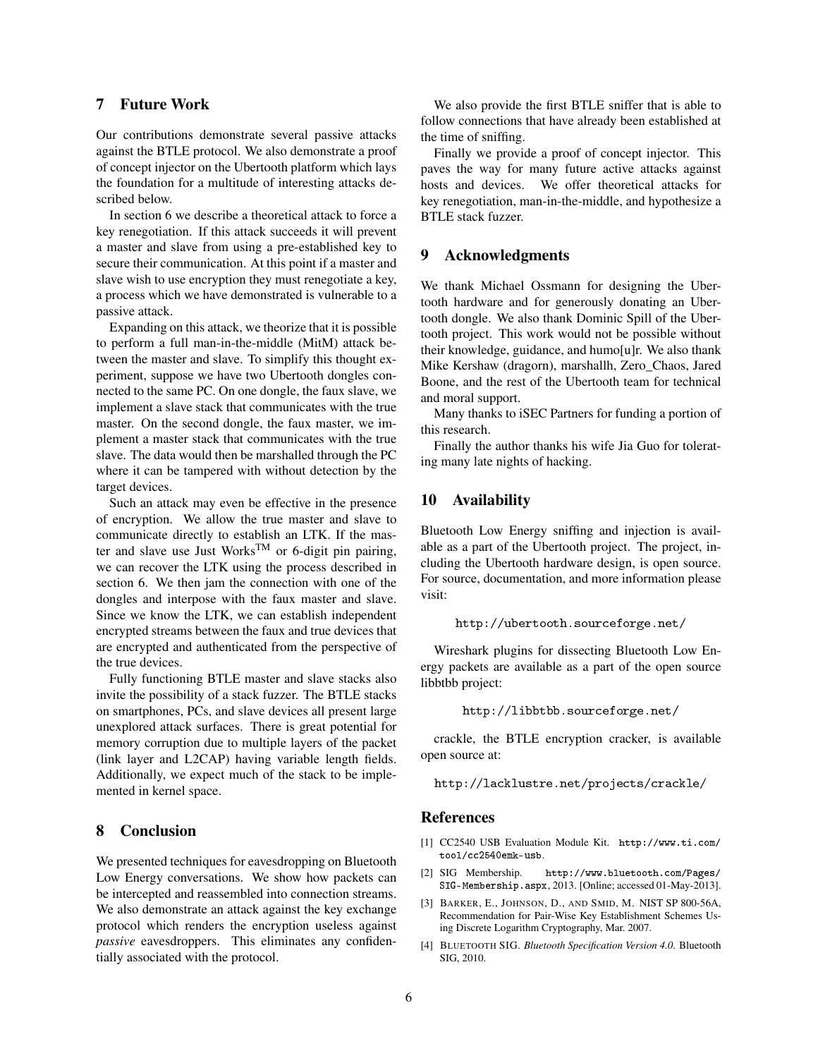## 7 Future Work

Our contributions demonstrate several passive attacks against the BTLE protocol. We also demonstrate a proof of concept injector on the Ubertooth platform which lays the foundation for a multitude of interesting attacks described below.

In section 6 we describe a theoretical attack to force a key renegotiation. If this attack succeeds it will prevent a master and slave from using a pre-established key to secure their communication. At this point if a master and slave wish to use encryption they must renegotiate a key, a process which we have demonstrated is vulnerable to a passive attack.

Expanding on this attack, we theorize that it is possible to perform a full man-in-the-middle (MitM) attack between the master and slave. To simplify this thought experiment, suppose we have two Ubertooth dongles connected to the same PC. On one dongle, the faux slave, we implement a slave stack that communicates with the true master. On the second dongle, the faux master, we implement a master stack that communicates with the true slave. The data would then be marshalled through the PC where it can be tampered with without detection by the target devices.

Such an attack may even be effective in the presence of encryption. We allow the true master and slave to communicate directly to establish an LTK. If the master and slave use Just Works™ or 6-digit pin pairing, we can recover the LTK using the process described in section 6. We then jam the connection with one of the dongles and interpose with the faux master and slave. Since we know the LTK, we can establish independent encrypted streams between the faux and true devices that are encrypted and authenticated from the perspective of the true devices.

Fully functioning BTLE master and slave stacks also invite the possibility of a stack fuzzer. The BTLE stacks on smartphones, PCs, and slave devices all present large unexplored attack surfaces. There is great potential for memory corruption due to multiple layers of the packet (link layer and L2CAP) having variable length fields. Additionally, we expect much of the stack to be implemented in kernel space.

## 8 Conclusion

We presented techniques for eavesdropping on Bluetooth Low Energy conversations. We show how packets can be intercepted and reassembled into connection streams. We also demonstrate an attack against the key exchange protocol which renders the encryption useless against *passive* eavesdroppers. This eliminates any confidentially associated with the protocol.

We also provide the first BTLE sniffer that is able to follow connections that have already been established at the time of sniffing.

Finally we provide a proof of concept injector. This paves the way for many future active attacks against hosts and devices. We offer theoretical attacks for key renegotiation, man-in-the-middle, and hypothesize a BTLE stack fuzzer.

## 9 Acknowledgments

We thank Michael Ossmann for designing the Ubertooth hardware and for generously donating an Ubertooth dongle. We also thank Dominic Spill of the Ubertooth project. This work would not be possible without their knowledge, guidance, and humo[u]r. We also thank Mike Kershaw (dragorn), marshallh, Zero_Chaos, Jared Boone, and the rest of the Ubertooth team for technical and moral support.

Many thanks to iSEC Partners for funding a portion of this research.

Finally the author thanks his wife Jia Guo for tolerating many late nights of hacking.

## 10 Availability

Bluetooth Low Energy sniffing and injection is available as a part of the Ubertooth project. The project, including the Ubertooth hardware design, is open source. For source, documentation, and more information please visit:

http://ubertooth.sourceforge.net/

Wireshark plugins for dissecting Bluetooth Low Energy packets are available as a part of the open source libbtbb project:

http://libbtbb.sourceforge.net/

crackle, the BTLE encryption cracker, is available open source at:

http://lacklustre.net/projects/crackle/

## References

[1] CC2540 USB Evaluation Module Kit. http://www.ti.com/tool/cc2540emk-usb.

[2] SIG Membership. http://www.bluetooth.com/Pages/SIG-Membership.aspx, 2013. [Online; accessed 01-May-2013].

[3] Barker, E., Johnson, D., and Smid, M. NIST SP 800-56A, Recommendation for Pair-Wise Key Establishment Schemes Using Discrete Logarithm Cryptography, Mar. 2007.

[4] Bluetooth SIG. *Bluetooth Specification Version 4.0*. Bluetooth SIG, 2010.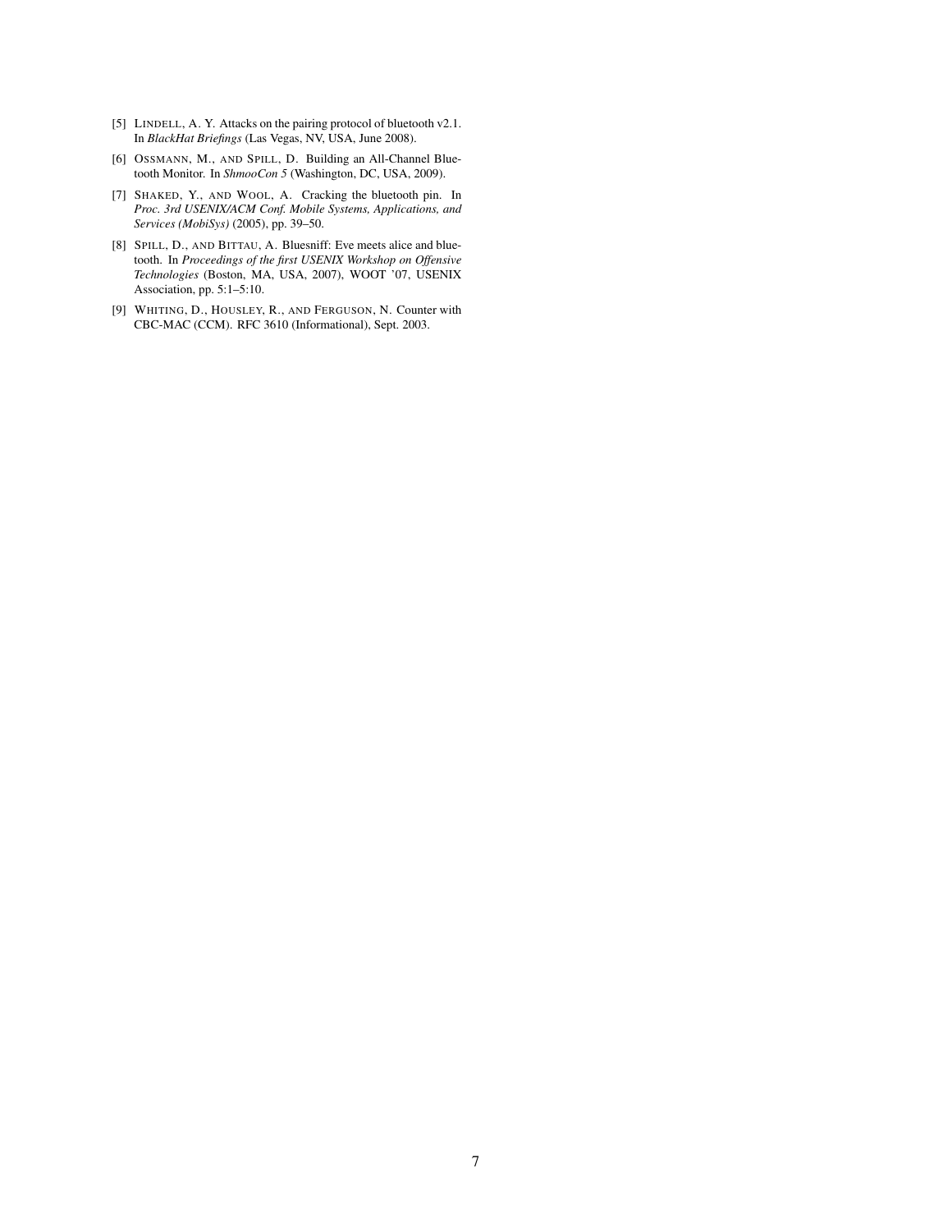[5] LINDELL, A. Y. Attacks on the pairing protocol of bluetooth v2.1. In *BlackHat Briefings* (Las Vegas, NV, USA, June 2008).

[6] OSSMANN, M., AND SPILL, D. Building an All-Channel Bluetooth Monitor. In *ShmooCon 5* (Washington, DC, USA, 2009).

[7] SHAKED, Y., AND WOOL, A. Cracking the bluetooth pin. In *Proc. 3rd USENIX/ACM Conf. Mobile Systems, Applications, and Services (MobiSys)* (2005), pp. 39–50.

[8] SPILL, D., AND BITTAU, A. Bluesniff: Eve meets alice and bluetooth. In *Proceedings of the first USENIX Workshop on Offensive Technologies* (Boston, MA, USA, 2007), WOOT '07, USENIX Association, pp. 5:1–5:10.

[9] WHITING, D., HOUSLEY, R., AND FERGUSON, N. Counter with CBC-MAC (CCM). RFC 3610 (Informational), Sept. 2003.